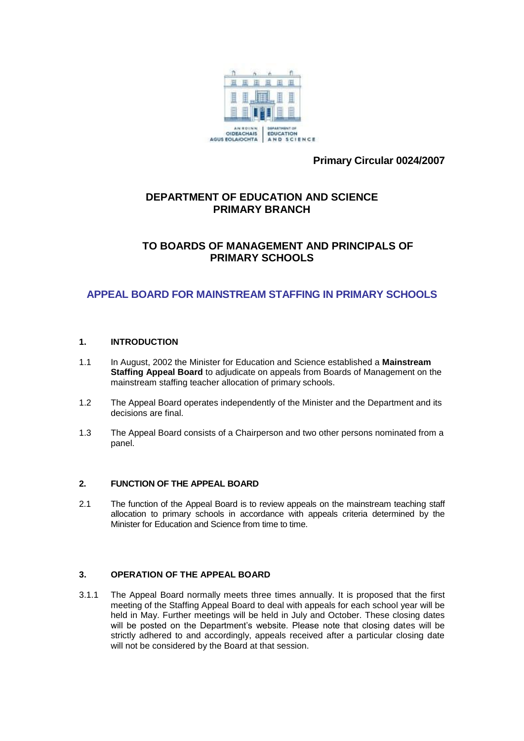**Primary Circular 0024/2007**

# DEPARTMENT OF EDUCATION AND SCIENCE
# PRIMARY BRANCH

## TO BOARDS OF MANAGEMENT AND PRINCIPALS OF PRIMARY SCHOOLS

## APPEAL BOARD FOR MAINSTREAM STAFFING IN PRIMARY SCHOOLS

### 1. INTRODUCTION

1.1 In August, 2002 the Minister for Education and Science established a **Mainstream Staffing Appeal Board** to adjudicate on appeals from Boards of Management on the mainstream staffing teacher allocation of primary schools.

1.2 The Appeal Board operates independently of the Minister and the Department and its decisions are final.

1.3 The Appeal Board consists of a Chairperson and two other persons nominated from a panel.

### 2. FUNCTION OF THE APPEAL BOARD

2.1 The function of the Appeal Board is to review appeals on the mainstream teaching staff allocation to primary schools in accordance with appeals criteria determined by the Minister for Education and Science from time to time.

### 3. OPERATION OF THE APPEAL BOARD

3.1.1 The Appeal Board normally meets three times annually. It is proposed that the first meeting of the Staffing Appeal Board to deal with appeals for each school year will be held in May. Further meetings will be held in July and October. These closing dates will be posted on the Department's website. Please note that closing dates will be strictly adhered to and accordingly, appeals received after a particular closing date will not be considered by the Board at that session.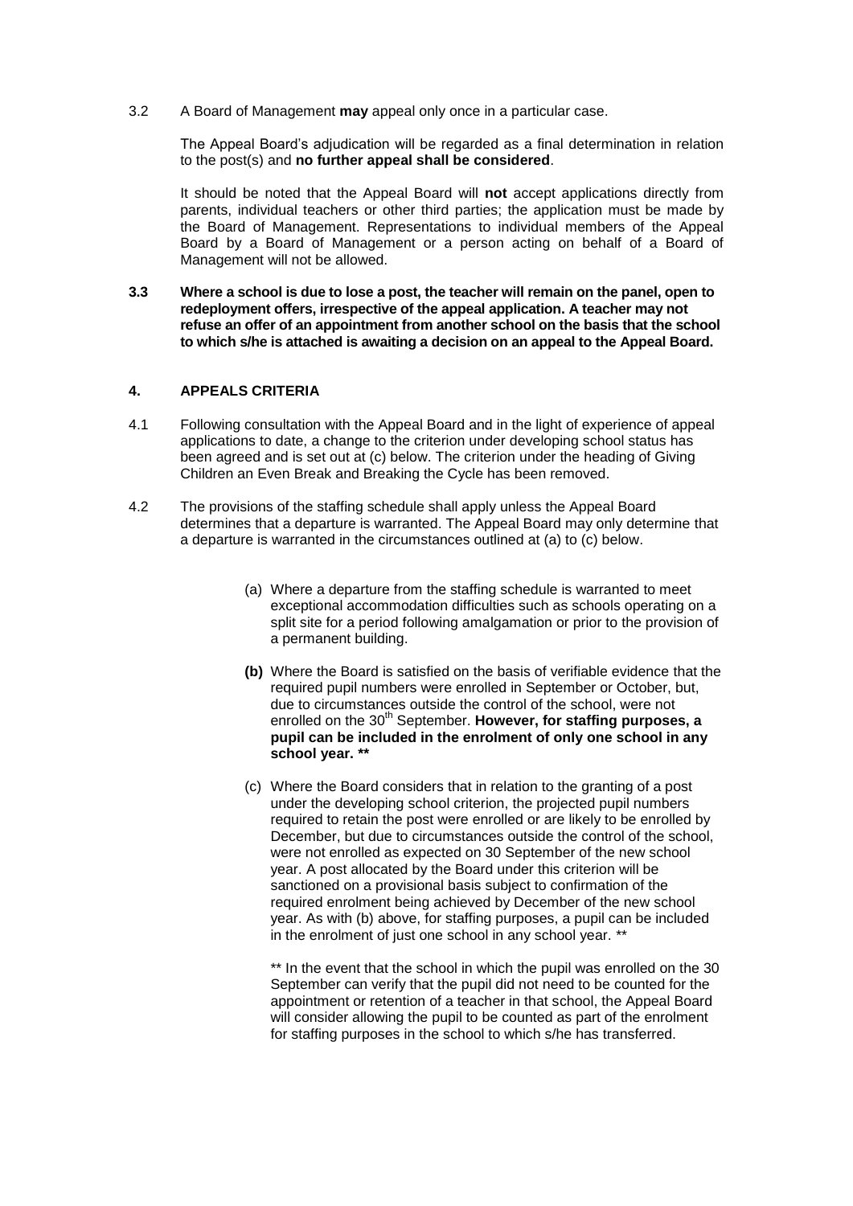3.2 A Board of Management **may** appeal only once in a particular case.

The Appeal Board's adjudication will be regarded as a final determination in relation to the post(s) and **no further appeal shall be considered**.

It should be noted that the Appeal Board will **not** accept applications directly from parents, individual teachers or other third parties; the application must be made by the Board of Management. Representations to individual members of the Appeal Board by a Board of Management or a person acting on behalf of a Board of Management will not be allowed.

**3.3 Where a school is due to lose a post, the teacher will remain on the panel, open to redeployment offers, irrespective of the appeal application. A teacher may not refuse an offer of an appointment from another school on the basis that the school to which s/he is attached is awaiting a decision on an appeal to the Appeal Board.**

## 4. APPEALS CRITERIA

4.1 Following consultation with the Appeal Board and in the light of experience of appeal applications to date, a change to the criterion under developing school status has been agreed and is set out at (c) below. The criterion under the heading of Giving Children an Even Break and Breaking the Cycle has been removed.

4.2 The provisions of the staffing schedule shall apply unless the Appeal Board determines that a departure is warranted. The Appeal Board may only determine that a departure is warranted in the circumstances outlined at (a) to (c) below.

(a) Where a departure from the staffing schedule is warranted to meet exceptional accommodation difficulties such as schools operating on a split site for a period following amalgamation or prior to the provision of a permanent building.

**(b)** Where the Board is satisfied on the basis of verifiable evidence that the required pupil numbers were enrolled in September or October, but, due to circumstances outside the control of the school, were not enrolled on the 30th September. **However, for staffing purposes, a pupil can be included in the enrolment of only one school in any school year. ****

(c) Where the Board considers that in relation to the granting of a post under the developing school criterion, the projected pupil numbers required to retain the post were enrolled or are likely to be enrolled by December, but due to circumstances outside the control of the school, were not enrolled as expected on 30 September of the new school year. A post allocated by the Board under this criterion will be sanctioned on a provisional basis subject to confirmation of the required enrolment being achieved by December of the new school year. As with (b) above, for staffing purposes, a pupil can be included in the enrolment of just one school in any school year. **

** In the event that the school in which the pupil was enrolled on the 30 September can verify that the pupil did not need to be counted for the appointment or retention of a teacher in that school, the Appeal Board will consider allowing the pupil to be counted as part of the enrolment for staffing purposes in the school to which s/he has transferred.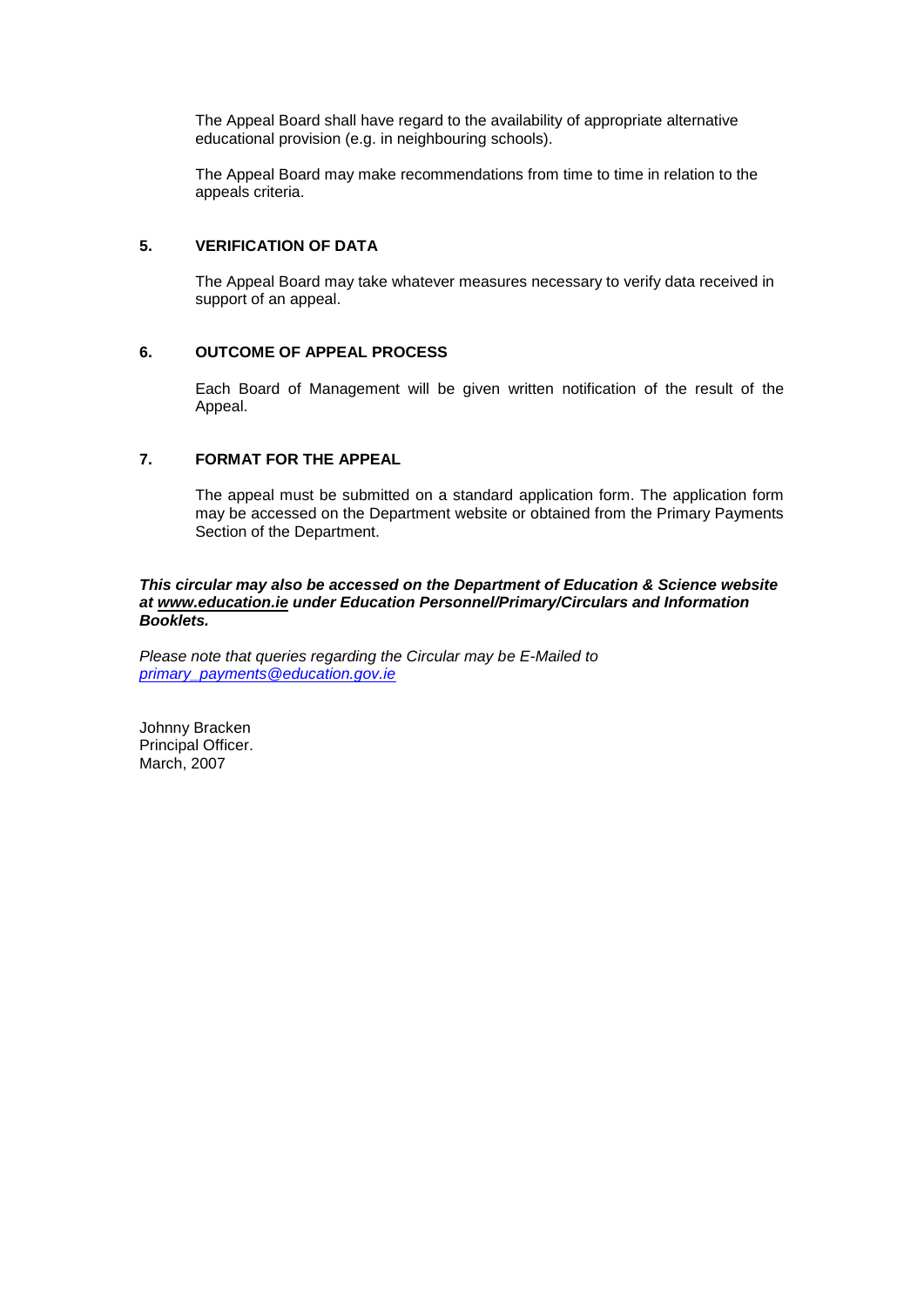The Appeal Board shall have regard to the availability of appropriate alternative educational provision (e.g. in neighbouring schools).

The Appeal Board may make recommendations from time to time in relation to the appeals criteria.

## 5. VERIFICATION OF DATA

The Appeal Board may take whatever measures necessary to verify data received in support of an appeal.

## 6. OUTCOME OF APPEAL PROCESS

Each Board of Management will be given written notification of the result of the Appeal.

## 7. FORMAT FOR THE APPEAL

The appeal must be submitted on a standard application form. The application form may be accessed on the Department website or obtained from the Primary Payments Section of the Department.

***This circular may also be accessed on the Department of Education & Science website at www.education.ie under Education Personnel/Primary/Circulars and Information Booklets.***

*Please note that queries regarding the Circular may be E-Mailed to primary_payments@education.gov.ie*

Johnny Bracken
Principal Officer.
March, 2007